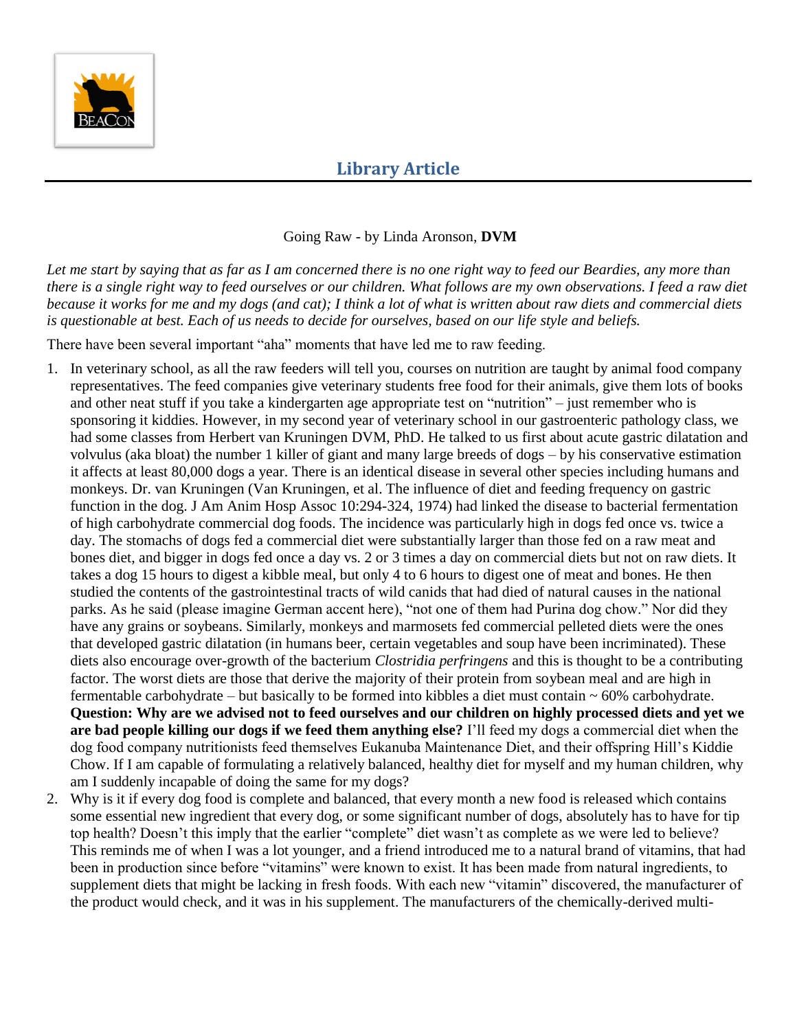# Library Article

Going Raw - by Linda Aronson, **DVM**

*Let me start by saying that as far as I am concerned there is no one right way to feed our Beardies, any more than there is a single right way to feed ourselves or our children. What follows are my own observations. I feed a raw diet because it works for me and my dogs (and cat); I think a lot of what is written about raw diets and commercial diets is questionable at best. Each of us needs to decide for ourselves, based on our life style and beliefs.*

There have been several important "aha" moments that have led me to raw feeding.

1. In veterinary school, as all the raw feeders will tell you, courses on nutrition are taught by animal food company representatives. The feed companies give veterinary students free food for their animals, give them lots of books and other neat stuff if you take a kindergarten age appropriate test on "nutrition" – just remember who is sponsoring it kiddies. However, in my second year of veterinary school in our gastroenteric pathology class, we had some classes from Herbert van Kruningen DVM, PhD. He talked to us first about acute gastric dilatation and volvulus (aka bloat) the number 1 killer of giant and many large breeds of dogs – by his conservative estimation it affects at least 80,000 dogs a year. There is an identical disease in several other species including humans and monkeys. Dr. van Kruningen (Van Kruningen, et al. The influence of diet and feeding frequency on gastric function in the dog. J Am Anim Hosp Assoc 10:294-324, 1974) had linked the disease to bacterial fermentation of high carbohydrate commercial dog foods. The incidence was particularly high in dogs fed once vs. twice a day. The stomachs of dogs fed a commercial diet were substantially larger than those fed on a raw meat and bones diet, and bigger in dogs fed once a day vs. 2 or 3 times a day on commercial diets but not on raw diets. It takes a dog 15 hours to digest a kibble meal, but only 4 to 6 hours to digest one of meat and bones. He then studied the contents of the gastrointestinal tracts of wild canids that had died of natural causes in the national parks. As he said (please imagine German accent here), "not one of them had Purina dog chow." Nor did they have any grains or soybeans. Similarly, monkeys and marmosets fed commercial pelleted diets were the ones that developed gastric dilatation (in humans beer, certain vegetables and soup have been incriminated). These diets also encourage over-growth of the bacterium *Clostridia perfringens* and this is thought to be a contributing factor. The worst diets are those that derive the majority of their protein from soybean meal and are high in fermentable carbohydrate – but basically to be formed into kibbles a diet must contain ~ 60% carbohydrate. **Question: Why are we advised not to feed ourselves and our children on highly processed diets and yet we are bad people killing our dogs if we feed them anything else?** I'll feed my dogs a commercial diet when the dog food company nutritionists feed themselves Eukanuba Maintenance Diet, and their offspring Hill's Kiddie Chow. If I am capable of formulating a relatively balanced, healthy diet for myself and my human children, why am I suddenly incapable of doing the same for my dogs?
2. Why is it if every dog food is complete and balanced, that every month a new food is released which contains some essential new ingredient that every dog, or some significant number of dogs, absolutely has to have for tip top health? Doesn't this imply that the earlier "complete" diet wasn't as complete as we were led to believe? This reminds me of when I was a lot younger, and a friend introduced me to a natural brand of vitamins, that had been in production since before "vitamins" were known to exist. It has been made from natural ingredients, to supplement diets that might be lacking in fresh foods. With each new "vitamin" discovered, the manufacturer of the product would check, and it was in his supplement. The manufacturers of the chemically-derived multi-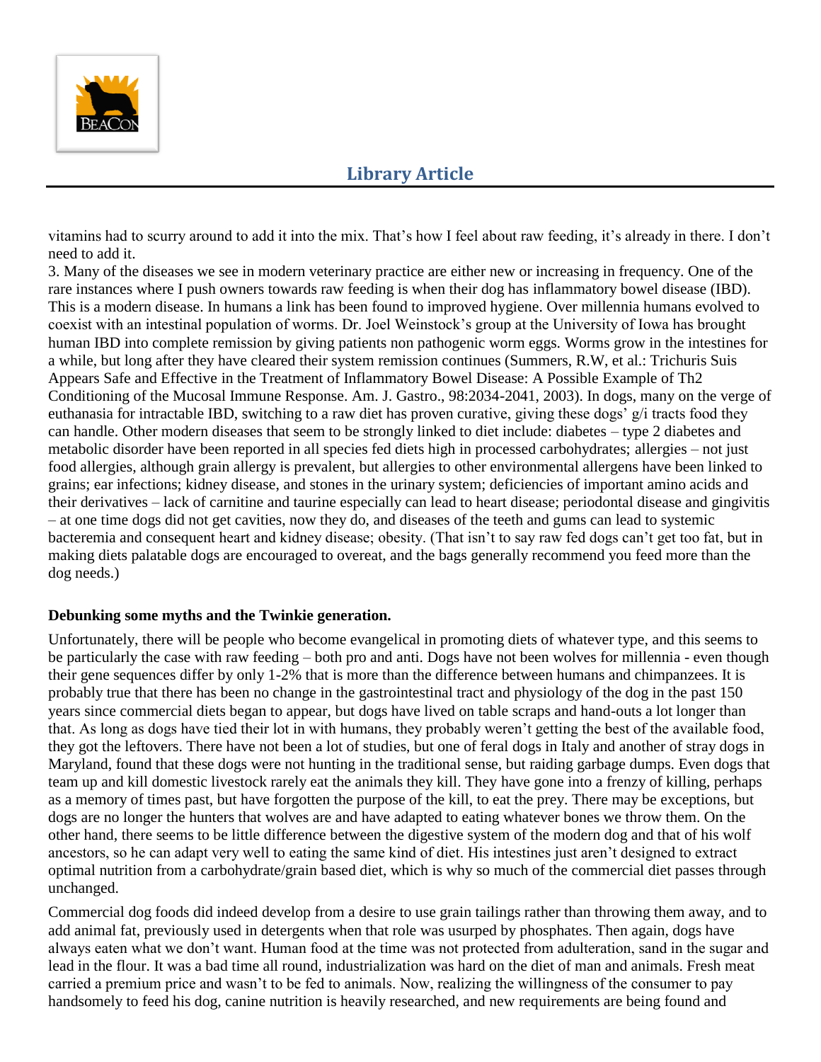vitamins had to scurry around to add it into the mix. That's how I feel about raw feeding, it's already in there. I don't need to add it.

3. Many of the diseases we see in modern veterinary practice are either new or increasing in frequency. One of the rare instances where I push owners towards raw feeding is when their dog has inflammatory bowel disease (IBD). This is a modern disease. In humans a link has been found to improved hygiene. Over millennia humans evolved to coexist with an intestinal population of worms. Dr. Joel Weinstock's group at the University of Iowa has brought human IBD into complete remission by giving patients non pathogenic worm eggs. Worms grow in the intestines for a while, but long after they have cleared their system remission continues (Summers, R.W, et al.: Trichuris Suis Appears Safe and Effective in the Treatment of Inflammatory Bowel Disease: A Possible Example of Th2 Conditioning of the Mucosal Immune Response. Am. J. Gastro., 98:2034-2041, 2003). In dogs, many on the verge of euthanasia for intractable IBD, switching to a raw diet has proven curative, giving these dogs' g/i tracts food they can handle. Other modern diseases that seem to be strongly linked to diet include: diabetes – type 2 diabetes and metabolic disorder have been reported in all species fed diets high in processed carbohydrates; allergies – not just food allergies, although grain allergy is prevalent, but allergies to other environmental allergens have been linked to grains; ear infections; kidney disease, and stones in the urinary system; deficiencies of important amino acids and their derivatives – lack of carnitine and taurine especially can lead to heart disease; periodontal disease and gingivitis – at one time dogs did not get cavities, now they do, and diseases of the teeth and gums can lead to systemic bacteremia and consequent heart and kidney disease; obesity. (That isn't to say raw fed dogs can't get too fat, but in making diets palatable dogs are encouraged to overeat, and the bags generally recommend you feed more than the dog needs.)

**Debunking some myths and the Twinkie generation.**

Unfortunately, there will be people who become evangelical in promoting diets of whatever type, and this seems to be particularly the case with raw feeding – both pro and anti. Dogs have not been wolves for millennia - even though their gene sequences differ by only 1-2% that is more than the difference between humans and chimpanzees. It is probably true that there has been no change in the gastrointestinal tract and physiology of the dog in the past 150 years since commercial diets began to appear, but dogs have lived on table scraps and hand-outs a lot longer than that. As long as dogs have tied their lot in with humans, they probably weren't getting the best of the available food, they got the leftovers. There have not been a lot of studies, but one of feral dogs in Italy and another of stray dogs in Maryland, found that these dogs were not hunting in the traditional sense, but raiding garbage dumps. Even dogs that team up and kill domestic livestock rarely eat the animals they kill. They have gone into a frenzy of killing, perhaps as a memory of times past, but have forgotten the purpose of the kill, to eat the prey. There may be exceptions, but dogs are no longer the hunters that wolves are and have adapted to eating whatever bones we throw them. On the other hand, there seems to be little difference between the digestive system of the modern dog and that of his wolf ancestors, so he can adapt very well to eating the same kind of diet. His intestines just aren't designed to extract optimal nutrition from a carbohydrate/grain based diet, which is why so much of the commercial diet passes through unchanged.

Commercial dog foods did indeed develop from a desire to use grain tailings rather than throwing them away, and to add animal fat, previously used in detergents when that role was usurped by phosphates. Then again, dogs have always eaten what we don't want. Human food at the time was not protected from adulteration, sand in the sugar and lead in the flour. It was a bad time all round, industrialization was hard on the diet of man and animals. Fresh meat carried a premium price and wasn't to be fed to animals. Now, realizing the willingness of the consumer to pay handsomely to feed his dog, canine nutrition is heavily researched, and new requirements are being found and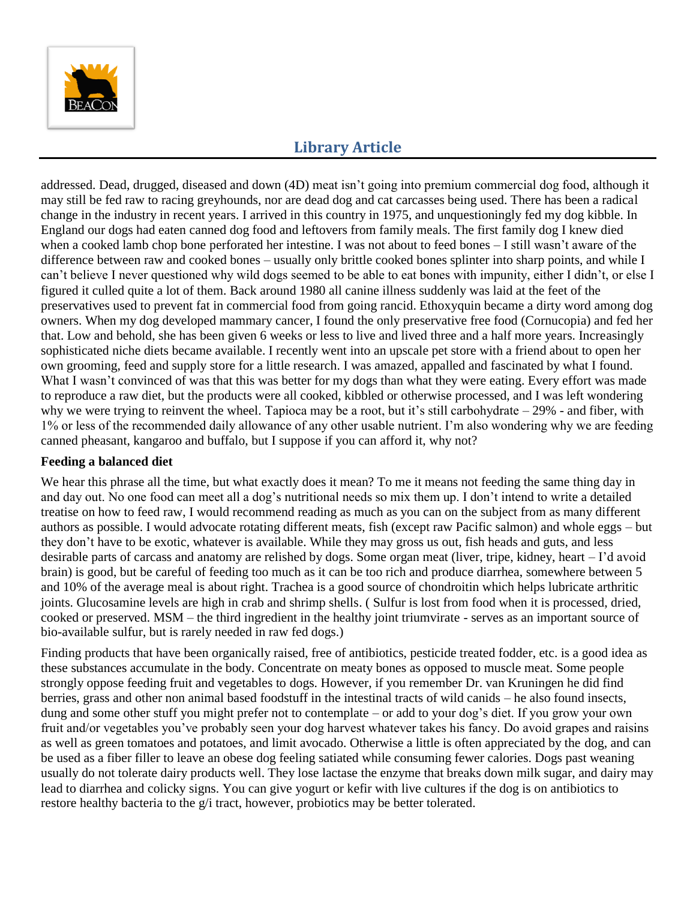addressed. Dead, drugged, diseased and down (4D) meat isn't going into premium commercial dog food, although it may still be fed raw to racing greyhounds, nor are dead dog and cat carcasses being used. There has been a radical change in the industry in recent years. I arrived in this country in 1975, and unquestioningly fed my dog kibble. In England our dogs had eaten canned dog food and leftovers from family meals. The first family dog I knew died when a cooked lamb chop bone perforated her intestine. I was not about to feed bones – I still wasn't aware of the difference between raw and cooked bones – usually only brittle cooked bones splinter into sharp points, and while I can't believe I never questioned why wild dogs seemed to be able to eat bones with impunity, either I didn't, or else I figured it culled quite a lot of them. Back around 1980 all canine illness suddenly was laid at the feet of the preservatives used to prevent fat in commercial food from going rancid. Ethoxyquin became a dirty word among dog owners. When my dog developed mammary cancer, I found the only preservative free food (Cornucopia) and fed her that. Low and behold, she has been given 6 weeks or less to live and lived three and a half more years. Increasingly sophisticated niche diets became available. I recently went into an upscale pet store with a friend about to open her own grooming, feed and supply store for a little research. I was amazed, appalled and fascinated by what I found. What I wasn't convinced of was that this was better for my dogs than what they were eating. Every effort was made to reproduce a raw diet, but the products were all cooked, kibbled or otherwise processed, and I was left wondering why we were trying to reinvent the wheel. Tapioca may be a root, but it's still carbohydrate – 29% - and fiber, with 1% or less of the recommended daily allowance of any other usable nutrient. I'm also wondering why we are feeding canned pheasant, kangaroo and buffalo, but I suppose if you can afford it, why not?

**Feeding a balanced diet**

We hear this phrase all the time, but what exactly does it mean? To me it means not feeding the same thing day in and day out. No one food can meet all a dog's nutritional needs so mix them up. I don't intend to write a detailed treatise on how to feed raw, I would recommend reading as much as you can on the subject from as many different authors as possible. I would advocate rotating different meats, fish (except raw Pacific salmon) and whole eggs – but they don't have to be exotic, whatever is available. While they may gross us out, fish heads and guts, and less desirable parts of carcass and anatomy are relished by dogs. Some organ meat (liver, tripe, kidney, heart – I'd avoid brain) is good, but be careful of feeding too much as it can be too rich and produce diarrhea, somewhere between 5 and 10% of the average meal is about right. Trachea is a good source of chondroitin which helps lubricate arthritic joints. Glucosamine levels are high in crab and shrimp shells. ( Sulfur is lost from food when it is processed, dried, cooked or preserved. MSM – the third ingredient in the healthy joint triumvirate - serves as an important source of bio-available sulfur, but is rarely needed in raw fed dogs.)

Finding products that have been organically raised, free of antibiotics, pesticide treated fodder, etc. is a good idea as these substances accumulate in the body. Concentrate on meaty bones as opposed to muscle meat. Some people strongly oppose feeding fruit and vegetables to dogs. However, if you remember Dr. van Kruningen he did find berries, grass and other non animal based foodstuff in the intestinal tracts of wild canids – he also found insects, dung and some other stuff you might prefer not to contemplate – or add to your dog's diet. If you grow your own fruit and/or vegetables you've probably seen your dog harvest whatever takes his fancy. Do avoid grapes and raisins as well as green tomatoes and potatoes, and limit avocado. Otherwise a little is often appreciated by the dog, and can be used as a fiber filler to leave an obese dog feeling satiated while consuming fewer calories. Dogs past weaning usually do not tolerate dairy products well. They lose lactase the enzyme that breaks down milk sugar, and dairy may lead to diarrhea and colicky signs. You can give yogurt or kefir with live cultures if the dog is on antibiotics to restore healthy bacteria to the g/i tract, however, probiotics may be better tolerated.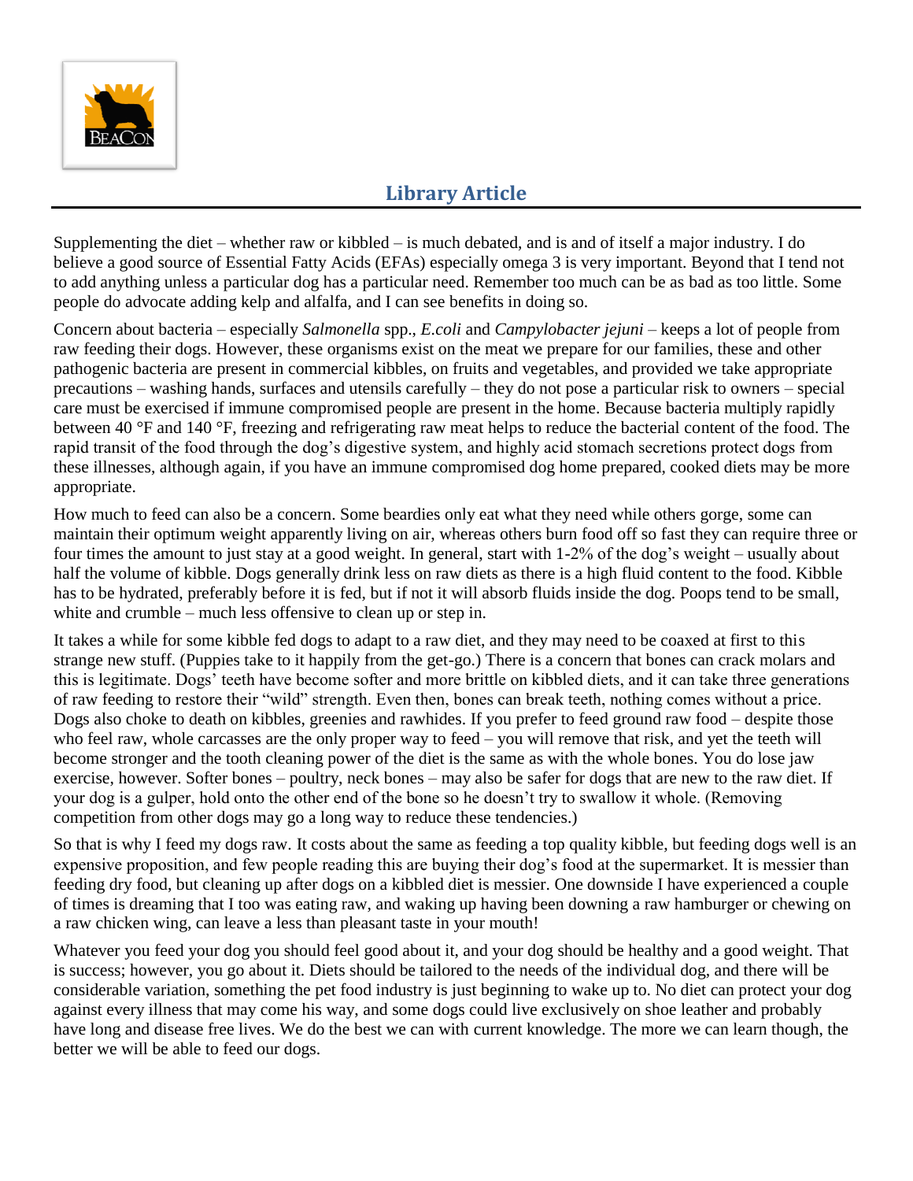## Library Article

Supplementing the diet – whether raw or kibbled – is much debated, and is and of itself a major industry. I do believe a good source of Essential Fatty Acids (EFAs) especially omega 3 is very important. Beyond that I tend not to add anything unless a particular dog has a particular need. Remember too much can be as bad as too little. Some people do advocate adding kelp and alfalfa, and I can see benefits in doing so.

Concern about bacteria – especially *Salmonella* spp., *E.coli* and *Campylobacter jejuni* – keeps a lot of people from raw feeding their dogs. However, these organisms exist on the meat we prepare for our families, these and other pathogenic bacteria are present in commercial kibbles, on fruits and vegetables, and provided we take appropriate precautions – washing hands, surfaces and utensils carefully – they do not pose a particular risk to owners – special care must be exercised if immune compromised people are present in the home. Because bacteria multiply rapidly between 40 °F and 140 °F, freezing and refrigerating raw meat helps to reduce the bacterial content of the food. The rapid transit of the food through the dog's digestive system, and highly acid stomach secretions protect dogs from these illnesses, although again, if you have an immune compromised dog home prepared, cooked diets may be more appropriate.

How much to feed can also be a concern. Some beardies only eat what they need while others gorge, some can maintain their optimum weight apparently living on air, whereas others burn food off so fast they can require three or four times the amount to just stay at a good weight. In general, start with 1-2% of the dog's weight – usually about half the volume of kibble. Dogs generally drink less on raw diets as there is a high fluid content to the food. Kibble has to be hydrated, preferably before it is fed, but if not it will absorb fluids inside the dog. Poops tend to be small, white and crumble – much less offensive to clean up or step in.

It takes a while for some kibble fed dogs to adapt to a raw diet, and they may need to be coaxed at first to this strange new stuff. (Puppies take to it happily from the get-go.) There is a concern that bones can crack molars and this is legitimate. Dogs' teeth have become softer and more brittle on kibbled diets, and it can take three generations of raw feeding to restore their "wild" strength. Even then, bones can break teeth, nothing comes without a price. Dogs also choke to death on kibbles, greenies and rawhides. If you prefer to feed ground raw food – despite those who feel raw, whole carcasses are the only proper way to feed – you will remove that risk, and yet the teeth will become stronger and the tooth cleaning power of the diet is the same as with the whole bones. You do lose jaw exercise, however. Softer bones – poultry, neck bones – may also be safer for dogs that are new to the raw diet. If your dog is a gulper, hold onto the other end of the bone so he doesn't try to swallow it whole. (Removing competition from other dogs may go a long way to reduce these tendencies.)

So that is why I feed my dogs raw. It costs about the same as feeding a top quality kibble, but feeding dogs well is an expensive proposition, and few people reading this are buying their dog's food at the supermarket. It is messier than feeding dry food, but cleaning up after dogs on a kibbled diet is messier. One downside I have experienced a couple of times is dreaming that I too was eating raw, and waking up having been downing a raw hamburger or chewing on a raw chicken wing, can leave a less than pleasant taste in your mouth!

Whatever you feed your dog you should feel good about it, and your dog should be healthy and a good weight. That is success; however, you go about it. Diets should be tailored to the needs of the individual dog, and there will be considerable variation, something the pet food industry is just beginning to wake up to. No diet can protect your dog against every illness that may come his way, and some dogs could live exclusively on shoe leather and probably have long and disease free lives. We do the best we can with current knowledge. The more we can learn though, the better we will be able to feed our dogs.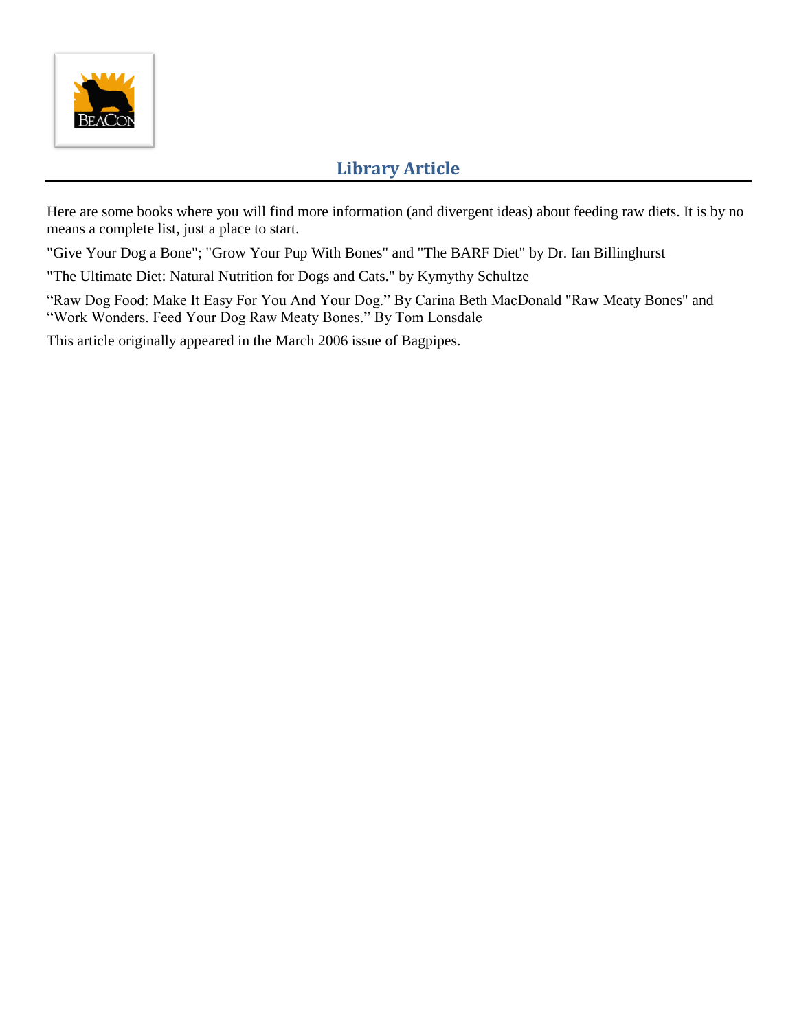## Library Article

Here are some books where you will find more information (and divergent ideas) about feeding raw diets. It is by no means a complete list, just a place to start.

"Give Your Dog a Bone"; "Grow Your Pup With Bones" and "The BARF Diet" by Dr. Ian Billinghurst

"The Ultimate Diet: Natural Nutrition for Dogs and Cats." by Kymythy Schultze

"Raw Dog Food: Make It Easy For You And Your Dog." By Carina Beth MacDonald "Raw Meaty Bones" and "Work Wonders. Feed Your Dog Raw Meaty Bones." By Tom Lonsdale

This article originally appeared in the March 2006 issue of Bagpipes.